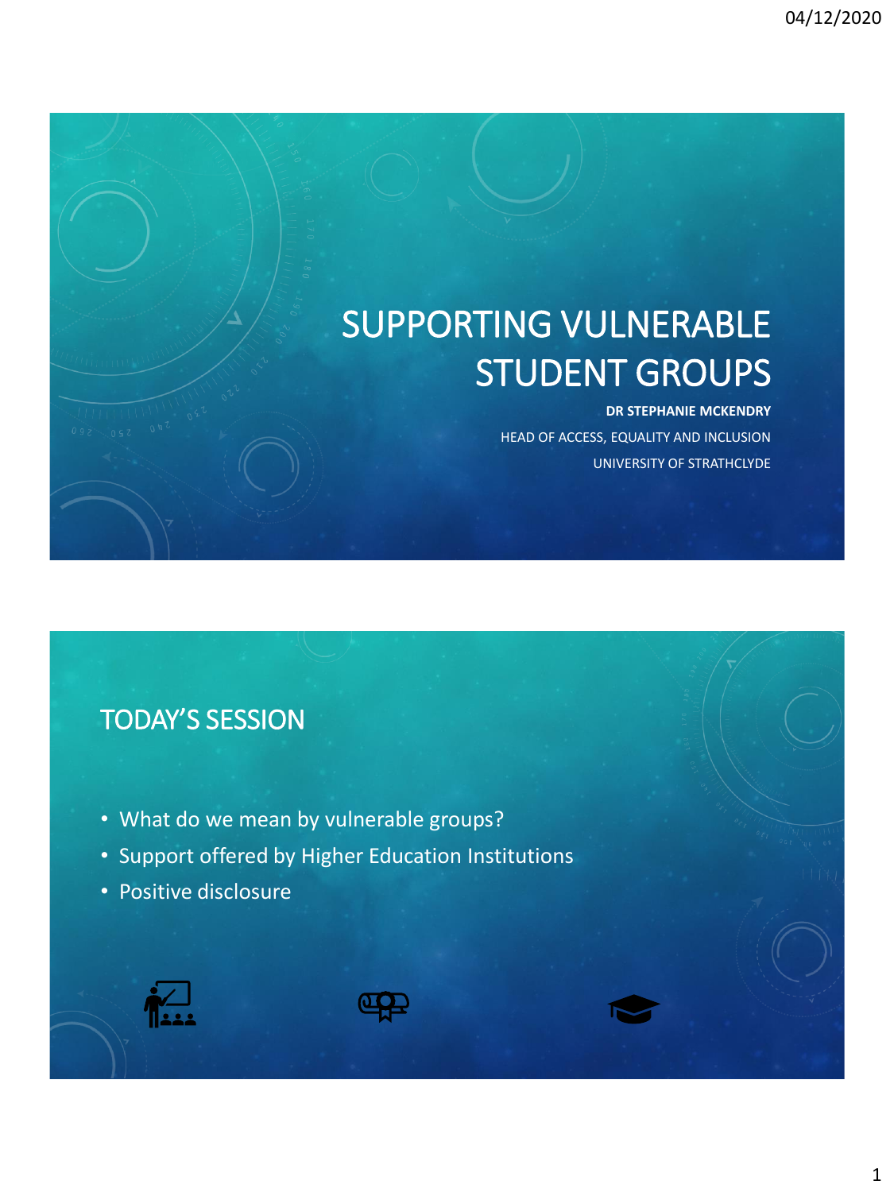# SUPPORTING VULNERABLE STUDENT GROUPS

**DR STEPHANIE MCKENDRY**

HEAD OF ACCESS, EQUALITY AND INCLUSION

UNIVERSITY OF STRATHCLYDE

## TODAY'S SESSION

- What do we mean by vulnerable groups?
- Support offered by Higher Education Institutions
- Positive disclosure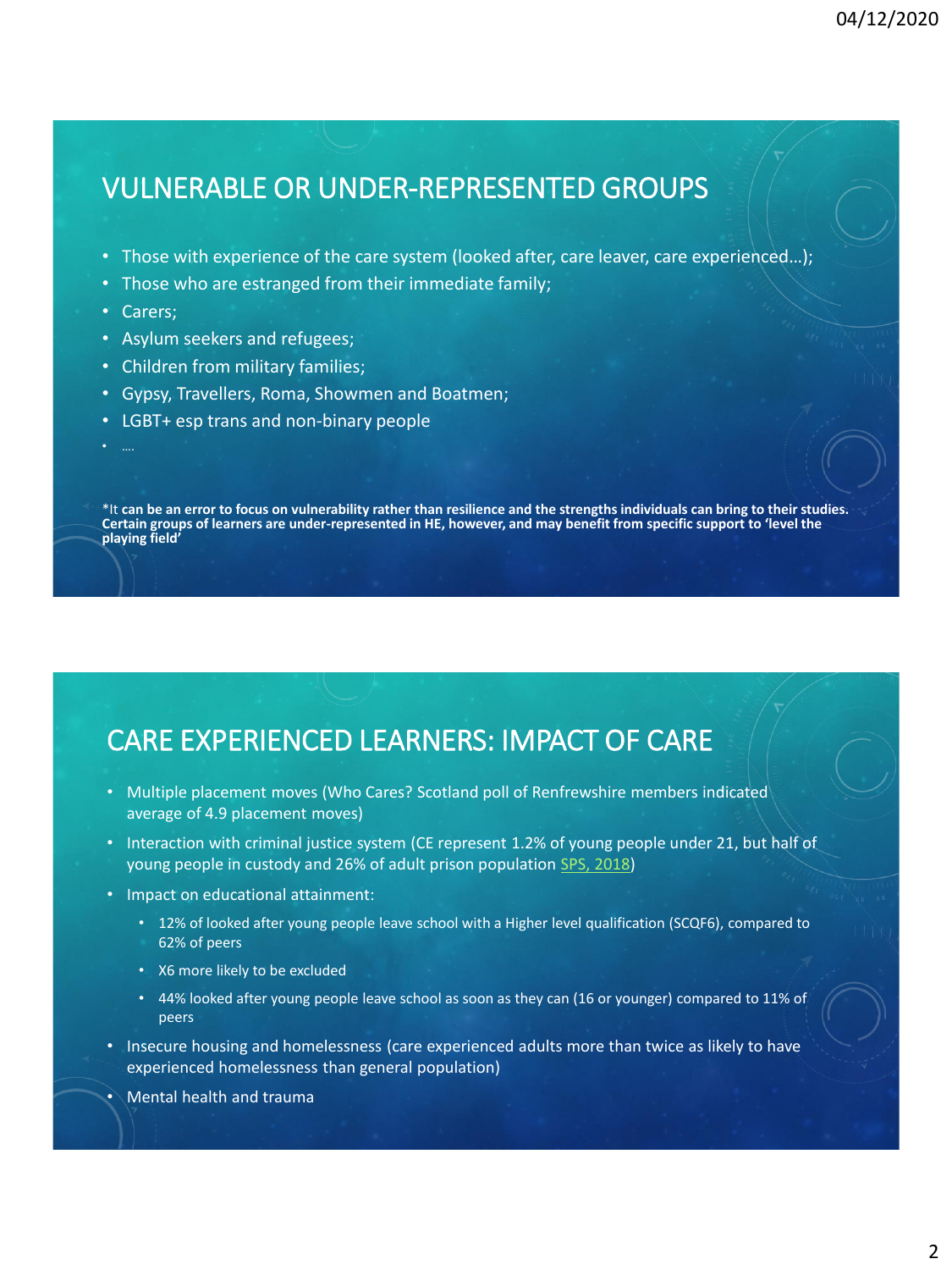## VULNERABLE OR UNDER-REPRESENTED GROUPS

- Those with experience of the care system (looked after, care leaver, care experienced…);
- Those who are estranged from their immediate family;
- Carers;
- Asylum seekers and refugees;
- Children from military families;
- Gypsy, Travellers, Roma, Showmen and Boatmen;
- LGBT+ esp trans and non-binary people
- ….

*It **can be an error to focus on vulnerability rather than resilience and the strengths individuals can bring to their studies. Certain groups of learners are under-represented in HE, however, and may benefit from specific support to 'level the playing field'**

## CARE EXPERIENCED LEARNERS: IMPACT OF CARE

- Multiple placement moves (Who Cares? Scotland poll of Renfrewshire members indicated average of 4.9 placement moves)
- Interaction with criminal justice system (CE represent 1.2% of young people under 21, but half of young people in custody and 26% of adult prison population SPS, 2018)
- Impact on educational attainment:
  - 12% of looked after young people leave school with a Higher level qualification (SCQF6), compared to 62% of peers
  - X6 more likely to be excluded
  - 44% looked after young people leave school as soon as they can (16 or younger) compared to 11% of peers
- Insecure housing and homelessness (care experienced adults more than twice as likely to have experienced homelessness than general population)
- Mental health and trauma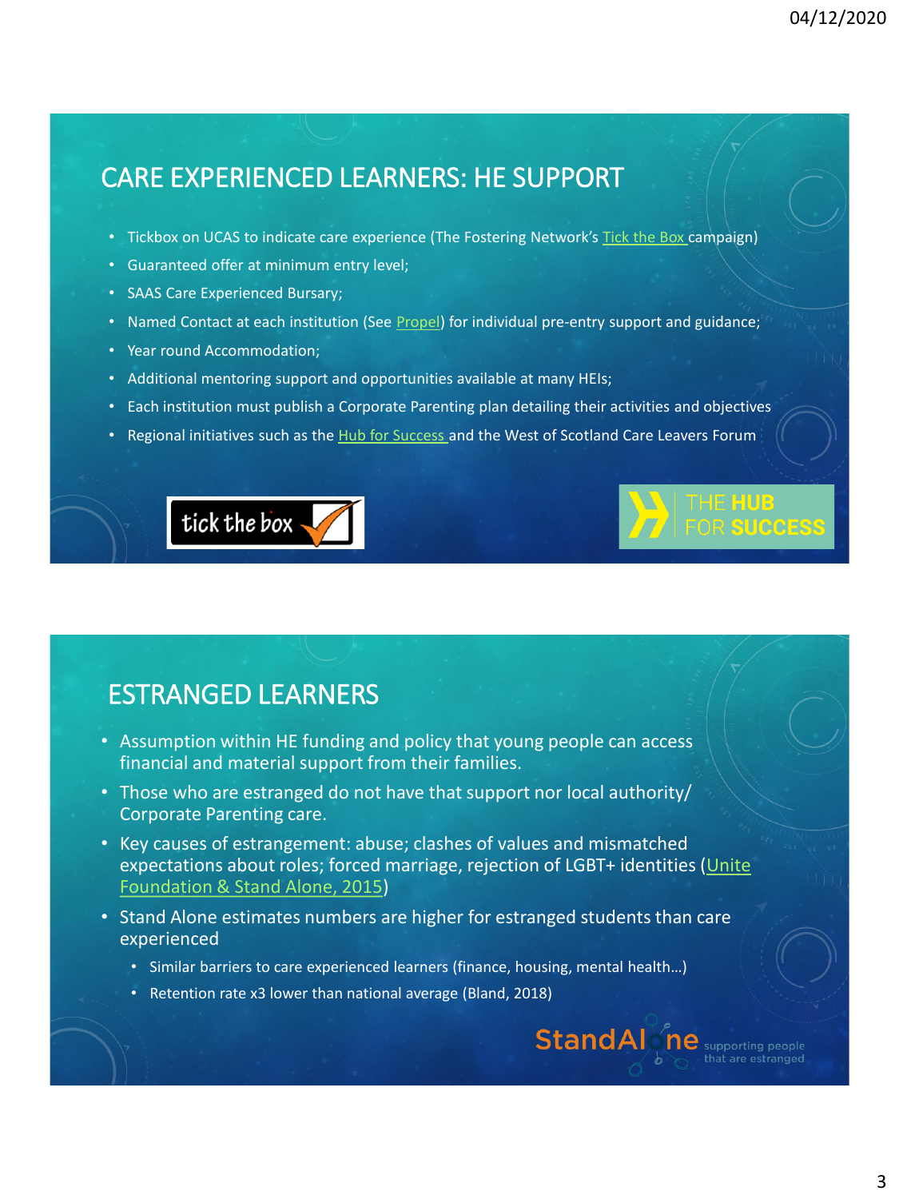## CARE EXPERIENCED LEARNERS: HE SUPPORT

- Tickbox on UCAS to indicate care experience (The Fostering Network's Tick the Box campaign)
- Guaranteed offer at minimum entry level;
- SAAS Care Experienced Bursary;
- Named Contact at each institution (See Propel) for individual pre-entry support and guidance;
- Year round Accommodation;
- Additional mentoring support and opportunities available at many HEIs;
- Each institution must publish a Corporate Parenting plan detailing their activities and objectives
- Regional initiatives such as the Hub for Success and the West of Scotland Care Leavers Forum

tick the box

THE HUB FOR SUCCESS

## ESTRANGED LEARNERS

- Assumption within HE funding and policy that young people can access financial and material support from their families.
- Those who are estranged do not have that support nor local authority/ Corporate Parenting care.
- Key causes of estrangement: abuse; clashes of values and mismatched expectations about roles; forced marriage, rejection of LGBT+ identities (Unite Foundation & Stand Alone, 2015)
- Stand Alone estimates numbers are higher for estranged students than care experienced
  - Similar barriers to care experienced learners (finance, housing, mental health…)
  - Retention rate x3 lower than national average (Bland, 2018)

StandAlone supporting people that are estranged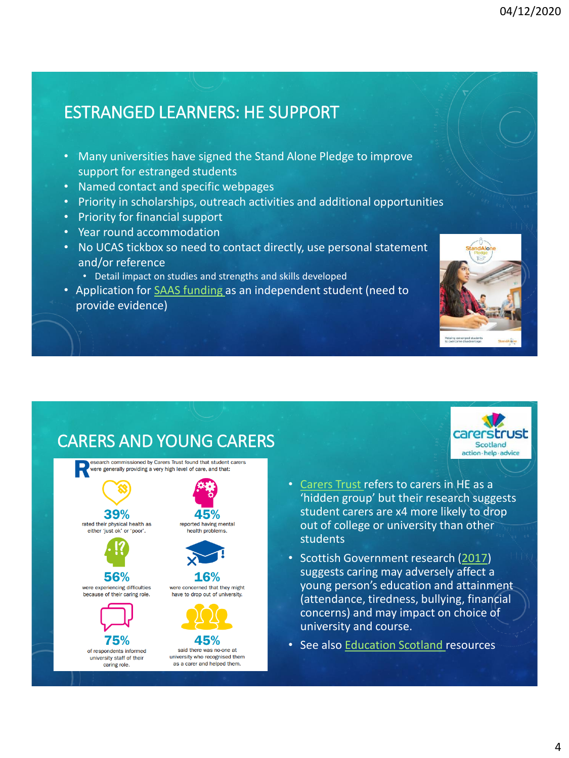## ESTRANGED LEARNERS: HE SUPPORT

- Many universities have signed the Stand Alone Pledge to improve support for estranged students
- Named contact and specific webpages
- Priority in scholarships, outreach activities and additional opportunities
- Priority for financial support
- Year round accommodation
- No UCAS tickbox so need to contact directly, use personal statement and/or reference
  - Detail impact on studies and strengths and skills developed
- Application for SAAS funding as an independent student (need to provide evidence)

## CARERS AND YOUNG CARERS

Research commissioned by Carers Trust found that student carers were generally providing a very high level of care, and that:

- **39%** rated their physical health as either 'just ok' or 'poor'.
- **45%** reported having mental health problems.
- **56%** were experiencing difficulties because of their caring role.
- **16%** were concerned that they might have to drop out of university.
- **75%** of respondents informed university staff of their caring role.
- **45%** said there was no-one at university who recognised them as a carer and helped them.

- Carers Trust refers to carers in HE as a 'hidden group' but their research suggests student carers are x4 more likely to drop out of college or university than other students
- Scottish Government research (2017) suggests caring may adversely affect a young person's education and attainment (attendance, tiredness, bullying, financial concerns) and may impact on choice of university and course.
- See also Education Scotland resources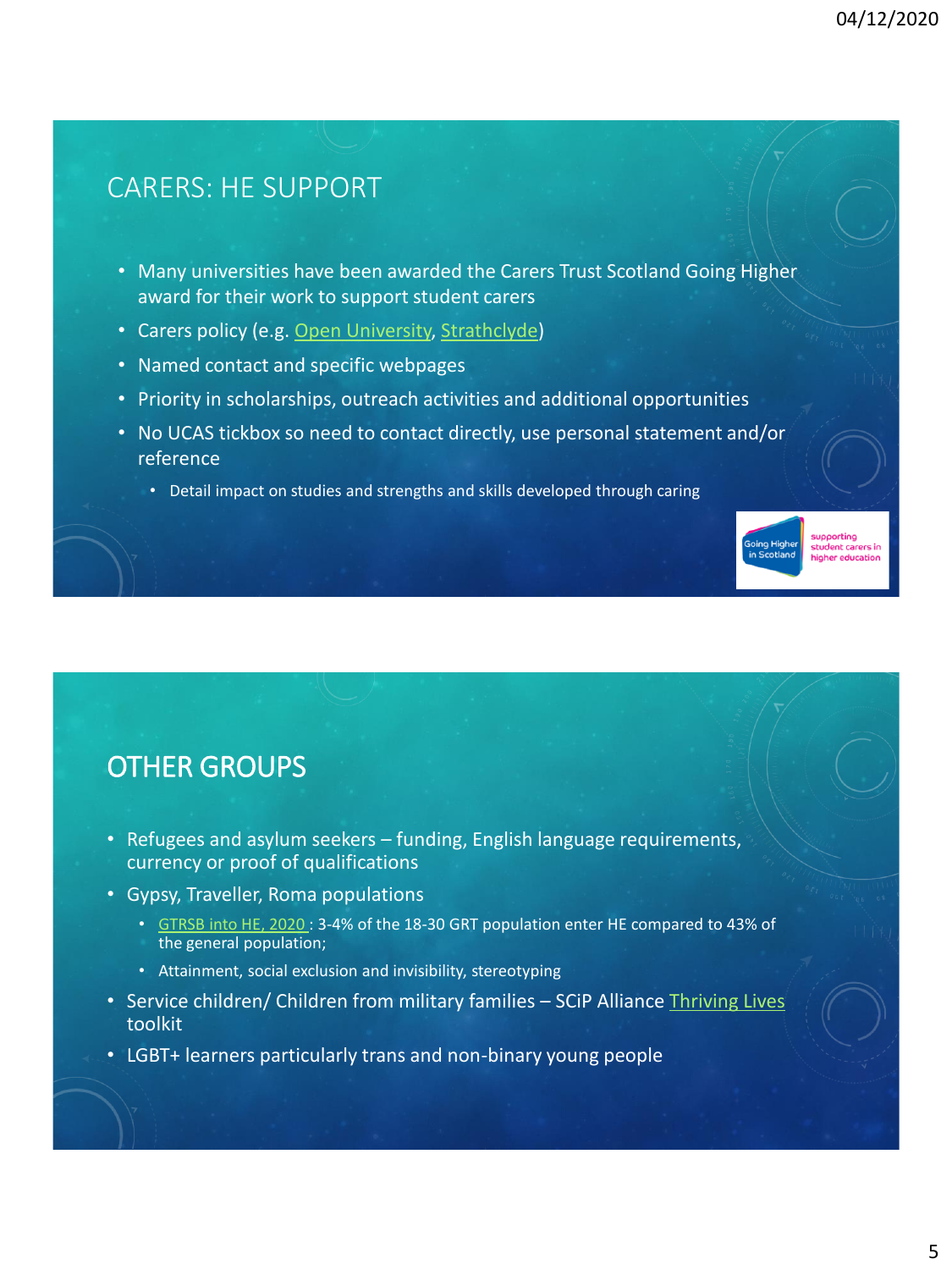## CARERS: HE SUPPORT

- Many universities have been awarded the Carers Trust Scotland Going Higher award for their work to support student carers
- Carers policy (e.g. Open University, Strathclyde)
- Named contact and specific webpages
- Priority in scholarships, outreach activities and additional opportunities
- No UCAS tickbox so need to contact directly, use personal statement and/or reference
  - Detail impact on studies and strengths and skills developed through caring

Going Higher in Scotland — supporting student carers in higher education

## OTHER GROUPS

- Refugees and asylum seekers – funding, English language requirements, currency or proof of qualifications
- Gypsy, Traveller, Roma populations
  - GTRSB into HE, 2020 : 3-4% of the 18-30 GRT population enter HE compared to 43% of the general population;
  - Attainment, social exclusion and invisibility, stereotyping
- Service children/ Children from military families – SCiP Alliance Thriving Lives toolkit
- LGBT+ learners particularly trans and non-binary young people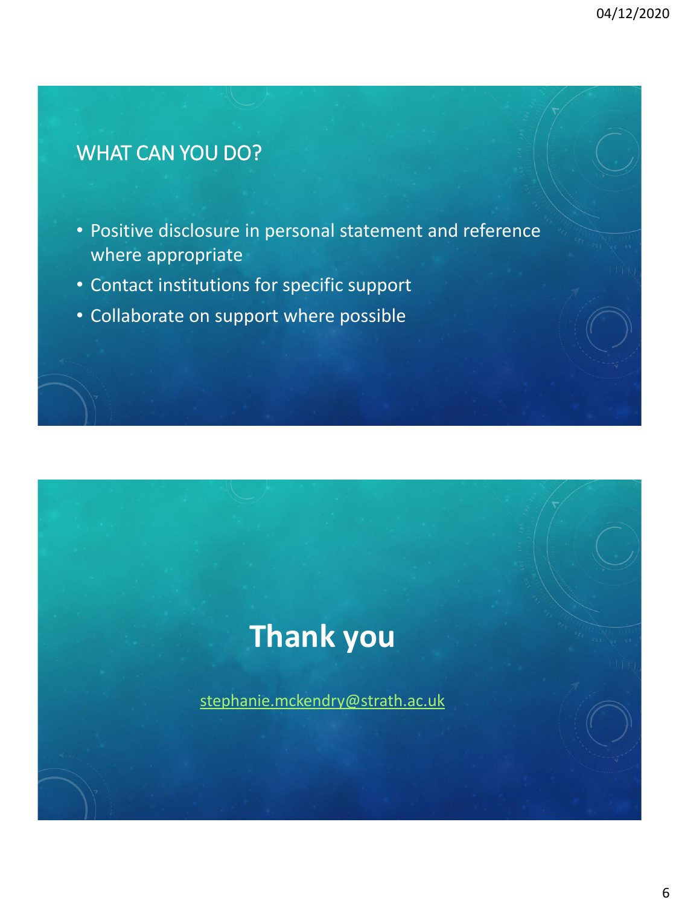## WHAT CAN YOU DO?

- Positive disclosure in personal statement and reference where appropriate
- Contact institutions for specific support
- Collaborate on support where possible

# Thank you

stephanie.mckendry@strath.ac.uk